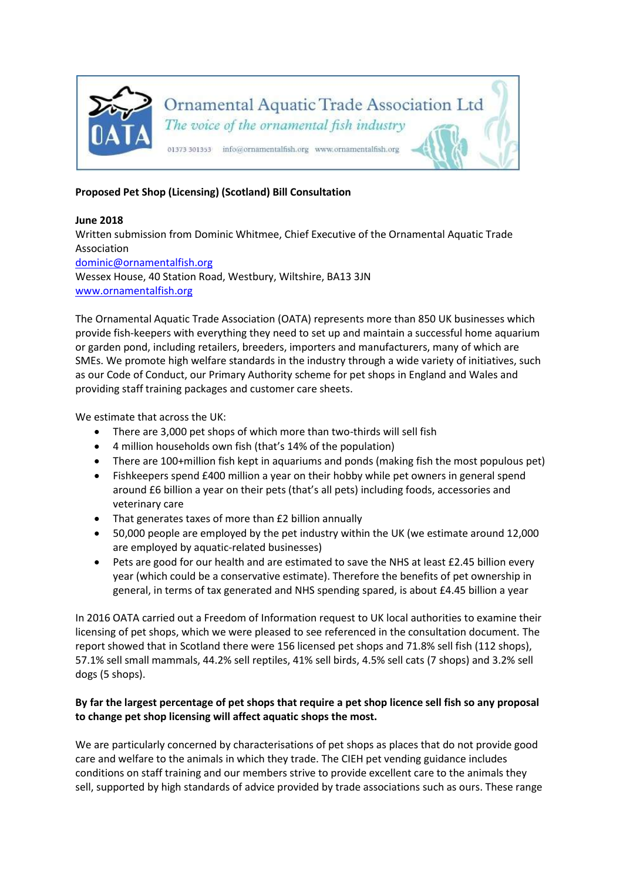Ornamental Aquatic Trade Association Ltd

*The voice of the ornamental fish industry*

01373 301353 info@ornamentalfish.org www.ornamentalfish.org

**Proposed Pet Shop (Licensing) (Scotland) Bill Consultation**

**June 2018**

Written submission from Dominic Whitmee, Chief Executive of the Ornamental Aquatic Trade Association

dominic@ornamentalfish.org

Wessex House, 40 Station Road, Westbury, Wiltshire, BA13 3JN

www.ornamentalfish.org

The Ornamental Aquatic Trade Association (OATA) represents more than 850 UK businesses which provide fish-keepers with everything they need to set up and maintain a successful home aquarium or garden pond, including retailers, breeders, importers and manufacturers, many of which are SMEs. We promote high welfare standards in the industry through a wide variety of initiatives, such as our Code of Conduct, our Primary Authority scheme for pet shops in England and Wales and providing staff training packages and customer care sheets.

We estimate that across the UK:

- There are 3,000 pet shops of which more than two-thirds will sell fish
- 4 million households own fish (that's 14% of the population)
- There are 100+million fish kept in aquariums and ponds (making fish the most populous pet)
- Fishkeepers spend £400 million a year on their hobby while pet owners in general spend around £6 billion a year on their pets (that's all pets) including foods, accessories and veterinary care
- That generates taxes of more than £2 billion annually
- 50,000 people are employed by the pet industry within the UK (we estimate around 12,000 are employed by aquatic-related businesses)
- Pets are good for our health and are estimated to save the NHS at least £2.45 billion every year (which could be a conservative estimate). Therefore the benefits of pet ownership in general, in terms of tax generated and NHS spending spared, is about £4.45 billion a year

In 2016 OATA carried out a Freedom of Information request to UK local authorities to examine their licensing of pet shops, which we were pleased to see referenced in the consultation document. The report showed that in Scotland there were 156 licensed pet shops and 71.8% sell fish (112 shops), 57.1% sell small mammals, 44.2% sell reptiles, 41% sell birds, 4.5% sell cats (7 shops) and 3.2% sell dogs (5 shops).

**By far the largest percentage of pet shops that require a pet shop licence sell fish so any proposal to change pet shop licensing will affect aquatic shops the most.**

We are particularly concerned by characterisations of pet shops as places that do not provide good care and welfare to the animals in which they trade. The CIEH pet vending guidance includes conditions on staff training and our members strive to provide excellent care to the animals they sell, supported by high standards of advice provided by trade associations such as ours. These range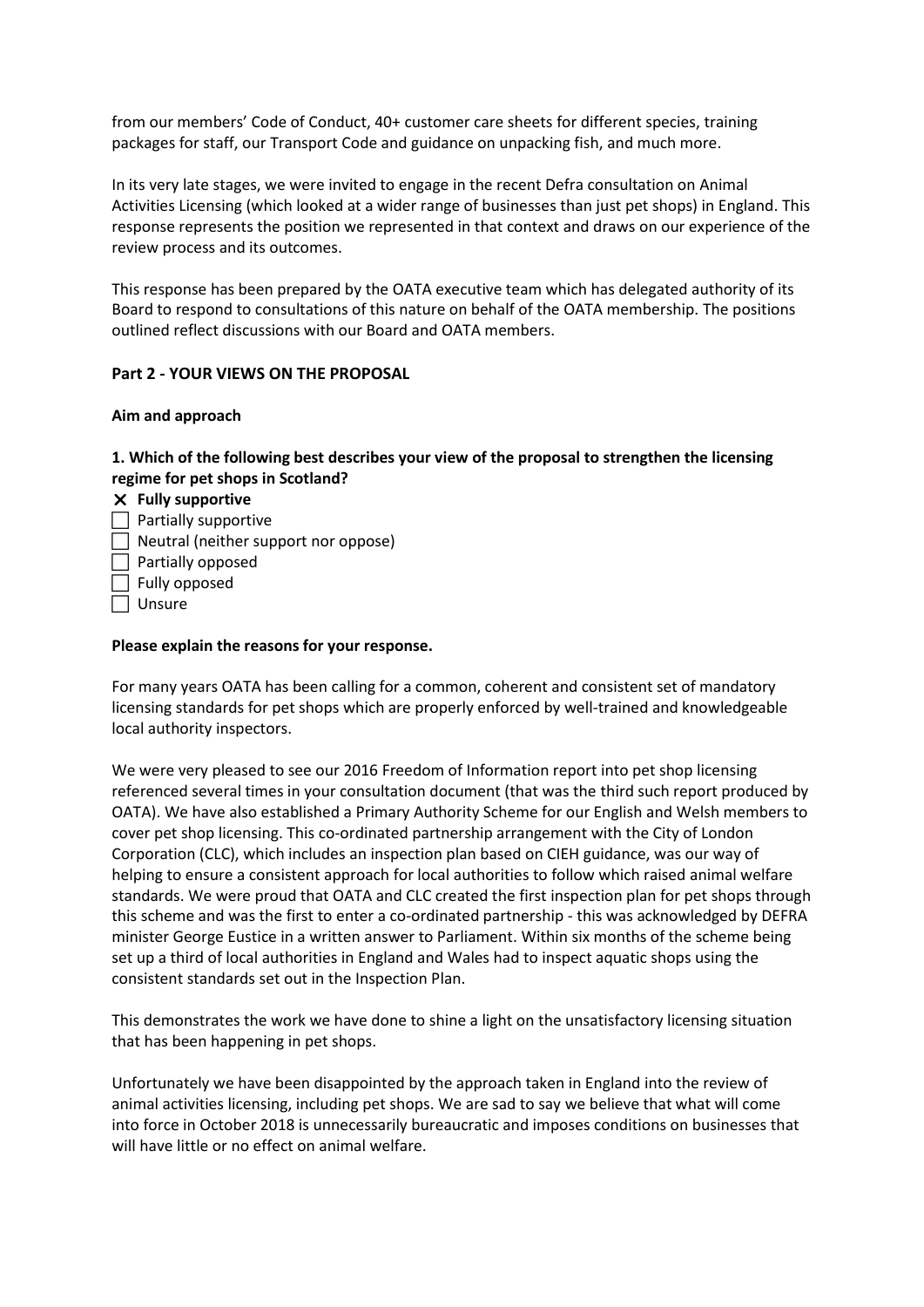from our members' Code of Conduct, 40+ customer care sheets for different species, training packages for staff, our Transport Code and guidance on unpacking fish, and much more.

In its very late stages, we were invited to engage in the recent Defra consultation on Animal Activities Licensing (which looked at a wider range of businesses than just pet shops) in England. This response represents the position we represented in that context and draws on our experience of the review process and its outcomes.

This response has been prepared by the OATA executive team which has delegated authority of its Board to respond to consultations of this nature on behalf of the OATA membership. The positions outlined reflect discussions with our Board and OATA members.

## Part 2 - YOUR VIEWS ON THE PROPOSAL

### Aim and approach

**1. Which of the following best describes your view of the proposal to strengthen the licensing regime for pet shops in Scotland?**

- [x] **Fully supportive**
- [ ] Partially supportive
- [ ] Neutral (neither support nor oppose)
- [ ] Partially opposed
- [ ] Fully opposed
- [ ] Unsure

**Please explain the reasons for your response.**

For many years OATA has been calling for a common, coherent and consistent set of mandatory licensing standards for pet shops which are properly enforced by well-trained and knowledgeable local authority inspectors.

We were very pleased to see our 2016 Freedom of Information report into pet shop licensing referenced several times in your consultation document (that was the third such report produced by OATA). We have also established a Primary Authority Scheme for our English and Welsh members to cover pet shop licensing. This co-ordinated partnership arrangement with the City of London Corporation (CLC), which includes an inspection plan based on CIEH guidance, was our way of helping to ensure a consistent approach for local authorities to follow which raised animal welfare standards. We were proud that OATA and CLC created the first inspection plan for pet shops through this scheme and was the first to enter a co-ordinated partnership - this was acknowledged by DEFRA minister George Eustice in a written answer to Parliament. Within six months of the scheme being set up a third of local authorities in England and Wales had to inspect aquatic shops using the consistent standards set out in the Inspection Plan.

This demonstrates the work we have done to shine a light on the unsatisfactory licensing situation that has been happening in pet shops.

Unfortunately we have been disappointed by the approach taken in England into the review of animal activities licensing, including pet shops. We are sad to say we believe that what will come into force in October 2018 is unnecessarily bureaucratic and imposes conditions on businesses that will have little or no effect on animal welfare.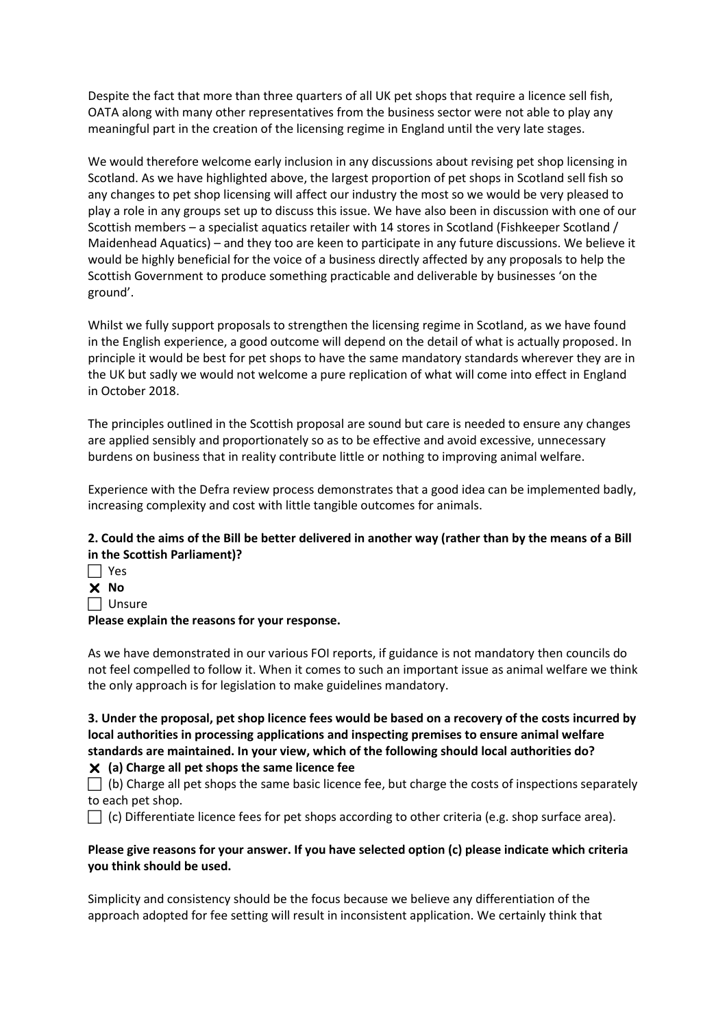Despite the fact that more than three quarters of all UK pet shops that require a licence sell fish, OATA along with many other representatives from the business sector were not able to play any meaningful part in the creation of the licensing regime in England until the very late stages.

We would therefore welcome early inclusion in any discussions about revising pet shop licensing in Scotland. As we have highlighted above, the largest proportion of pet shops in Scotland sell fish so any changes to pet shop licensing will affect our industry the most so we would be very pleased to play a role in any groups set up to discuss this issue. We have also been in discussion with one of our Scottish members – a specialist aquatics retailer with 14 stores in Scotland (Fishkeeper Scotland / Maidenhead Aquatics) – and they too are keen to participate in any future discussions. We believe it would be highly beneficial for the voice of a business directly affected by any proposals to help the Scottish Government to produce something practicable and deliverable by businesses 'on the ground'.

Whilst we fully support proposals to strengthen the licensing regime in Scotland, as we have found in the English experience, a good outcome will depend on the detail of what is actually proposed. In principle it would be best for pet shops to have the same mandatory standards wherever they are in the UK but sadly we would not welcome a pure replication of what will come into effect in England in October 2018.

The principles outlined in the Scottish proposal are sound but care is needed to ensure any changes are applied sensibly and proportionately so as to be effective and avoid excessive, unnecessary burdens on business that in reality contribute little or nothing to improving animal welfare.

Experience with the Defra review process demonstrates that a good idea can be implemented badly, increasing complexity and cost with little tangible outcomes for animals.

**2. Could the aims of the Bill be better delivered in another way (rather than by the means of a Bill in the Scottish Parliament)?**

☐ Yes
☒ **No**
☐ Unsure

**Please explain the reasons for your response.**

As we have demonstrated in our various FOI reports, if guidance is not mandatory then councils do not feel compelled to follow it. When it comes to such an important issue as animal welfare we think the only approach is for legislation to make guidelines mandatory.

**3. Under the proposal, pet shop licence fees would be based on a recovery of the costs incurred by local authorities in processing applications and inspecting premises to ensure animal welfare standards are maintained. In your view, which of the following should local authorities do?**

☒ **(a) Charge all pet shops the same licence fee**
☐ (b) Charge all pet shops the same basic licence fee, but charge the costs of inspections separately to each pet shop.
☐ (c) Differentiate licence fees for pet shops according to other criteria (e.g. shop surface area).

**Please give reasons for your answer. If you have selected option (c) please indicate which criteria you think should be used.**

Simplicity and consistency should be the focus because we believe any differentiation of the approach adopted for fee setting will result in inconsistent application. We certainly think that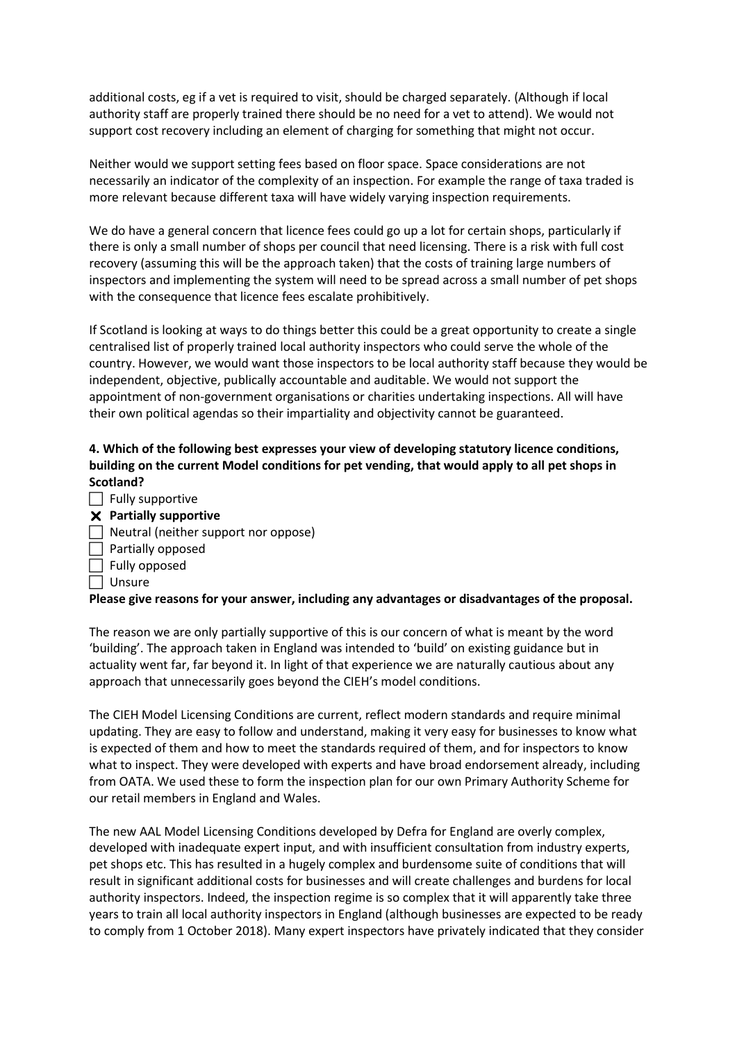additional costs, eg if a vet is required to visit, should be charged separately. (Although if local authority staff are properly trained there should be no need for a vet to attend). We would not support cost recovery including an element of charging for something that might not occur.

Neither would we support setting fees based on floor space. Space considerations are not necessarily an indicator of the complexity of an inspection. For example the range of taxa traded is more relevant because different taxa will have widely varying inspection requirements.

We do have a general concern that licence fees could go up a lot for certain shops, particularly if there is only a small number of shops per council that need licensing. There is a risk with full cost recovery (assuming this will be the approach taken) that the costs of training large numbers of inspectors and implementing the system will need to be spread across a small number of pet shops with the consequence that licence fees escalate prohibitively.

If Scotland is looking at ways to do things better this could be a great opportunity to create a single centralised list of properly trained local authority inspectors who could serve the whole of the country. However, we would want those inspectors to be local authority staff because they would be independent, objective, publically accountable and auditable. We would not support the appointment of non-government organisations or charities undertaking inspections. All will have their own political agendas so their impartiality and objectivity cannot be guaranteed.

**4. Which of the following best expresses your view of developing statutory licence conditions, building on the current Model conditions for pet vending, that would apply to all pet shops in Scotland?**

- [ ] Fully supportive
- [x] **Partially supportive**
- [ ] Neutral (neither support nor oppose)
- [ ] Partially opposed
- [ ] Fully opposed
- [ ] Unsure

**Please give reasons for your answer, including any advantages or disadvantages of the proposal.**

The reason we are only partially supportive of this is our concern of what is meant by the word 'building'. The approach taken in England was intended to 'build' on existing guidance but in actuality went far, far beyond it. In light of that experience we are naturally cautious about any approach that unnecessarily goes beyond the CIEH's model conditions.

The CIEH Model Licensing Conditions are current, reflect modern standards and require minimal updating. They are easy to follow and understand, making it very easy for businesses to know what is expected of them and how to meet the standards required of them, and for inspectors to know what to inspect. They were developed with experts and have broad endorsement already, including from OATA. We used these to form the inspection plan for our own Primary Authority Scheme for our retail members in England and Wales.

The new AAL Model Licensing Conditions developed by Defra for England are overly complex, developed with inadequate expert input, and with insufficient consultation from industry experts, pet shops etc. This has resulted in a hugely complex and burdensome suite of conditions that will result in significant additional costs for businesses and will create challenges and burdens for local authority inspectors. Indeed, the inspection regime is so complex that it will apparently take three years to train all local authority inspectors in England (although businesses are expected to be ready to comply from 1 October 2018). Many expert inspectors have privately indicated that they consider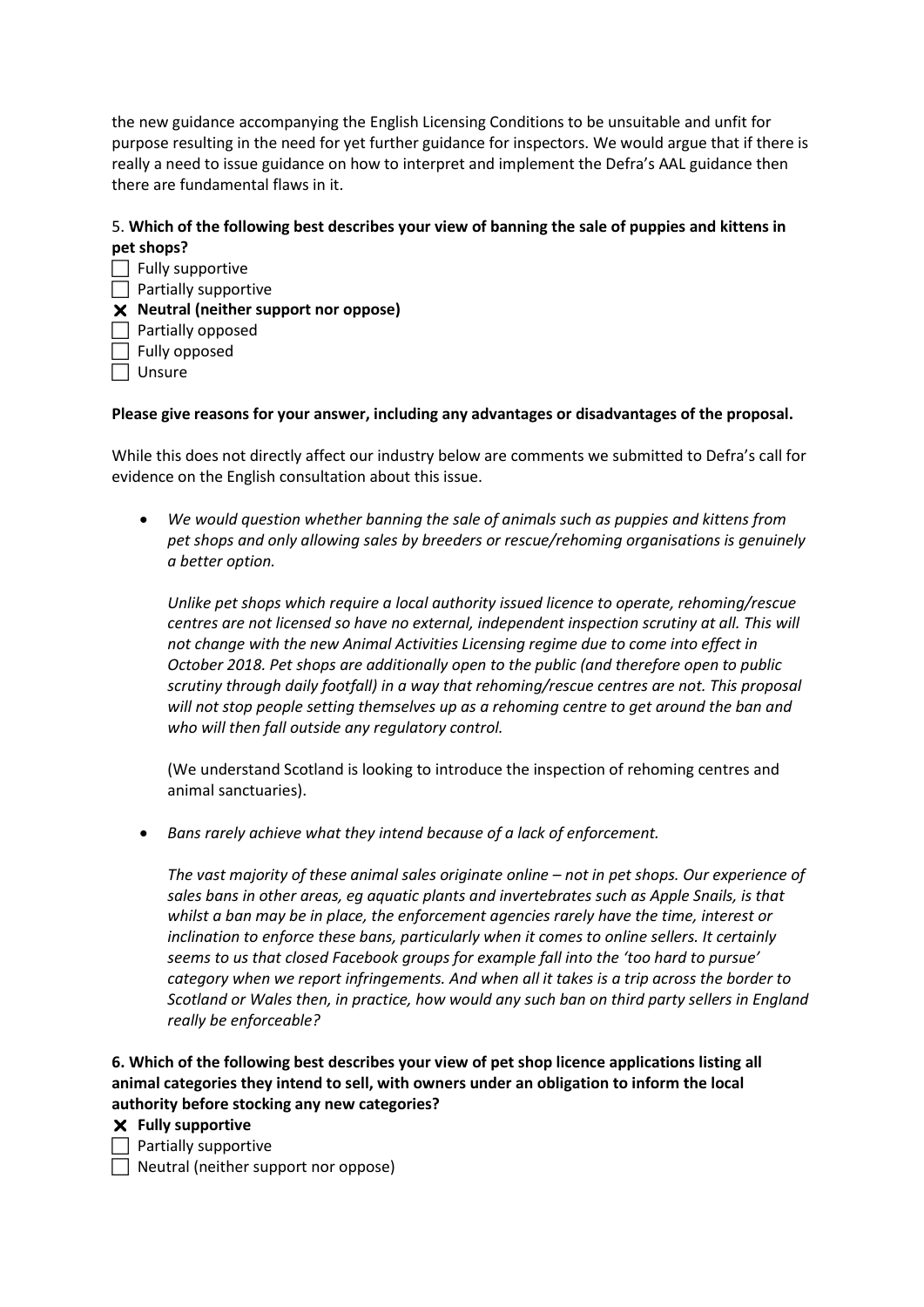the new guidance accompanying the English Licensing Conditions to be unsuitable and unfit for purpose resulting in the need for yet further guidance for inspectors. We would argue that if there is really a need to issue guidance on how to interpret and implement the Defra's AAL guidance then there are fundamental flaws in it.

5. **Which of the following best describes your view of banning the sale of puppies and kittens in pet shops?**

- [ ] Fully supportive
- [ ] Partially supportive
- [x] **Neutral (neither support nor oppose)**
- [ ] Partially opposed
- [ ] Fully opposed
- [ ] Unsure

**Please give reasons for your answer, including any advantages or disadvantages of the proposal.**

While this does not directly affect our industry below are comments we submitted to Defra's call for evidence on the English consultation about this issue.

- *We would question whether banning the sale of animals such as puppies and kittens from pet shops and only allowing sales by breeders or rescue/rehoming organisations is genuinely a better option.*

  *Unlike pet shops which require a local authority issued licence to operate, rehoming/rescue centres are not licensed so have no external, independent inspection scrutiny at all. This will not change with the new Animal Activities Licensing regime due to come into effect in October 2018. Pet shops are additionally open to the public (and therefore open to public scrutiny through daily footfall) in a way that rehoming/rescue centres are not. This proposal will not stop people setting themselves up as a rehoming centre to get around the ban and who will then fall outside any regulatory control.*

  (We understand Scotland is looking to introduce the inspection of rehoming centres and animal sanctuaries).

- *Bans rarely achieve what they intend because of a lack of enforcement.*

  *The vast majority of these animal sales originate online – not in pet shops. Our experience of sales bans in other areas, eg aquatic plants and invertebrates such as Apple Snails, is that whilst a ban may be in place, the enforcement agencies rarely have the time, interest or inclination to enforce these bans, particularly when it comes to online sellers. It certainly seems to us that closed Facebook groups for example fall into the 'too hard to pursue' category when we report infringements. And when all it takes is a trip across the border to Scotland or Wales then, in practice, how would any such ban on third party sellers in England really be enforceable?*

**6. Which of the following best describes your view of pet shop licence applications listing all animal categories they intend to sell, with owners under an obligation to inform the local authority before stocking any new categories?**

- [x] **Fully supportive**
- [ ] Partially supportive
- [ ] Neutral (neither support nor oppose)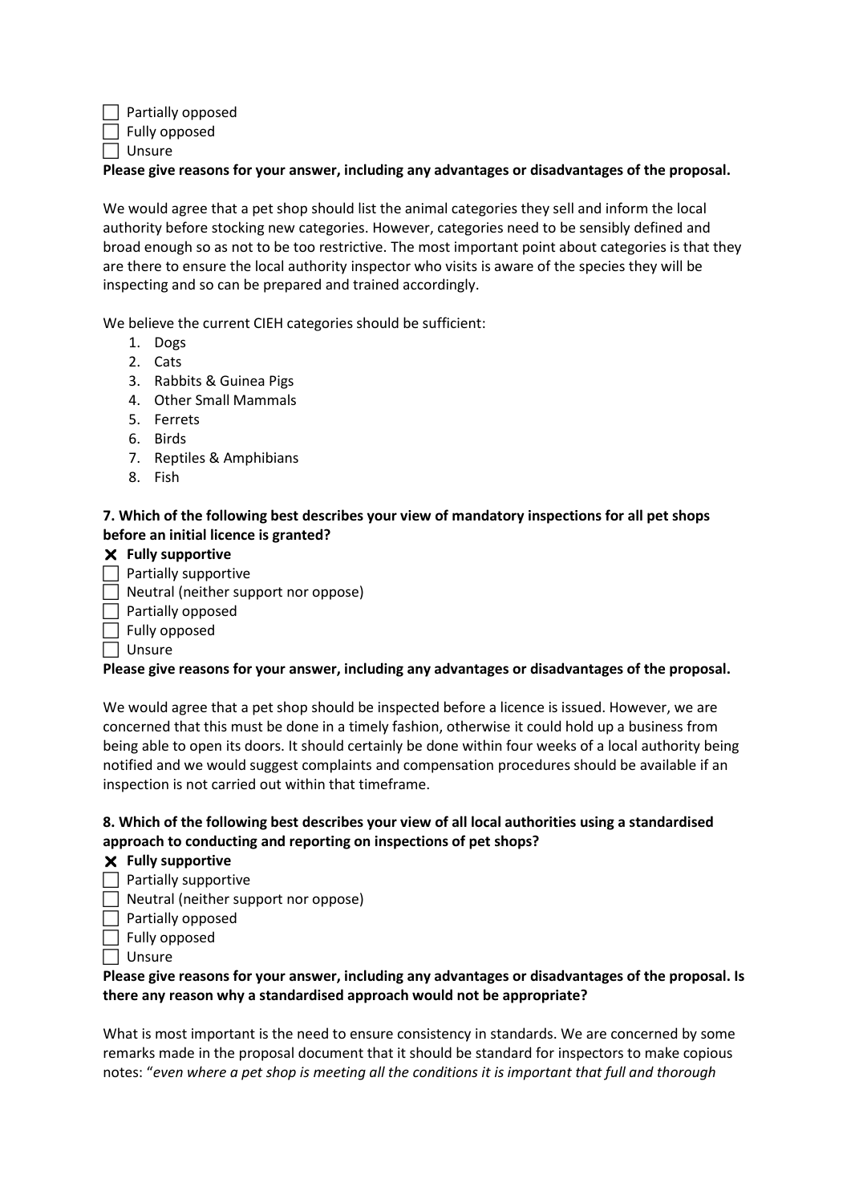☐ Partially opposed
☐ Fully opposed
☐ Unsure

**Please give reasons for your answer, including any advantages or disadvantages of the proposal.**

We would agree that a pet shop should list the animal categories they sell and inform the local authority before stocking new categories. However, categories need to be sensibly defined and broad enough so as not to be too restrictive. The most important point about categories is that they are there to ensure the local authority inspector who visits is aware of the species they will be inspecting and so can be prepared and trained accordingly.

We believe the current CIEH categories should be sufficient:

1. Dogs
2. Cats
3. Rabbits & Guinea Pigs
4. Other Small Mammals
5. Ferrets
6. Birds
7. Reptiles & Amphibians
8. Fish

**7. Which of the following best describes your view of mandatory inspections for all pet shops before an initial licence is granted?**

☒ **Fully supportive**
☐ Partially supportive
☐ Neutral (neither support nor oppose)
☐ Partially opposed
☐ Fully opposed
☐ Unsure

**Please give reasons for your answer, including any advantages or disadvantages of the proposal.**

We would agree that a pet shop should be inspected before a licence is issued. However, we are concerned that this must be done in a timely fashion, otherwise it could hold up a business from being able to open its doors. It should certainly be done within four weeks of a local authority being notified and we would suggest complaints and compensation procedures should be available if an inspection is not carried out within that timeframe.

**8. Which of the following best describes your view of all local authorities using a standardised approach to conducting and reporting on inspections of pet shops?**

☒ **Fully supportive**
☐ Partially supportive
☐ Neutral (neither support nor oppose)
☐ Partially opposed
☐ Fully opposed
☐ Unsure

**Please give reasons for your answer, including any advantages or disadvantages of the proposal. Is there any reason why a standardised approach would not be appropriate?**

What is most important is the need to ensure consistency in standards. We are concerned by some remarks made in the proposal document that it should be standard for inspectors to make copious notes: "*even where a pet shop is meeting all the conditions it is important that full and thorough*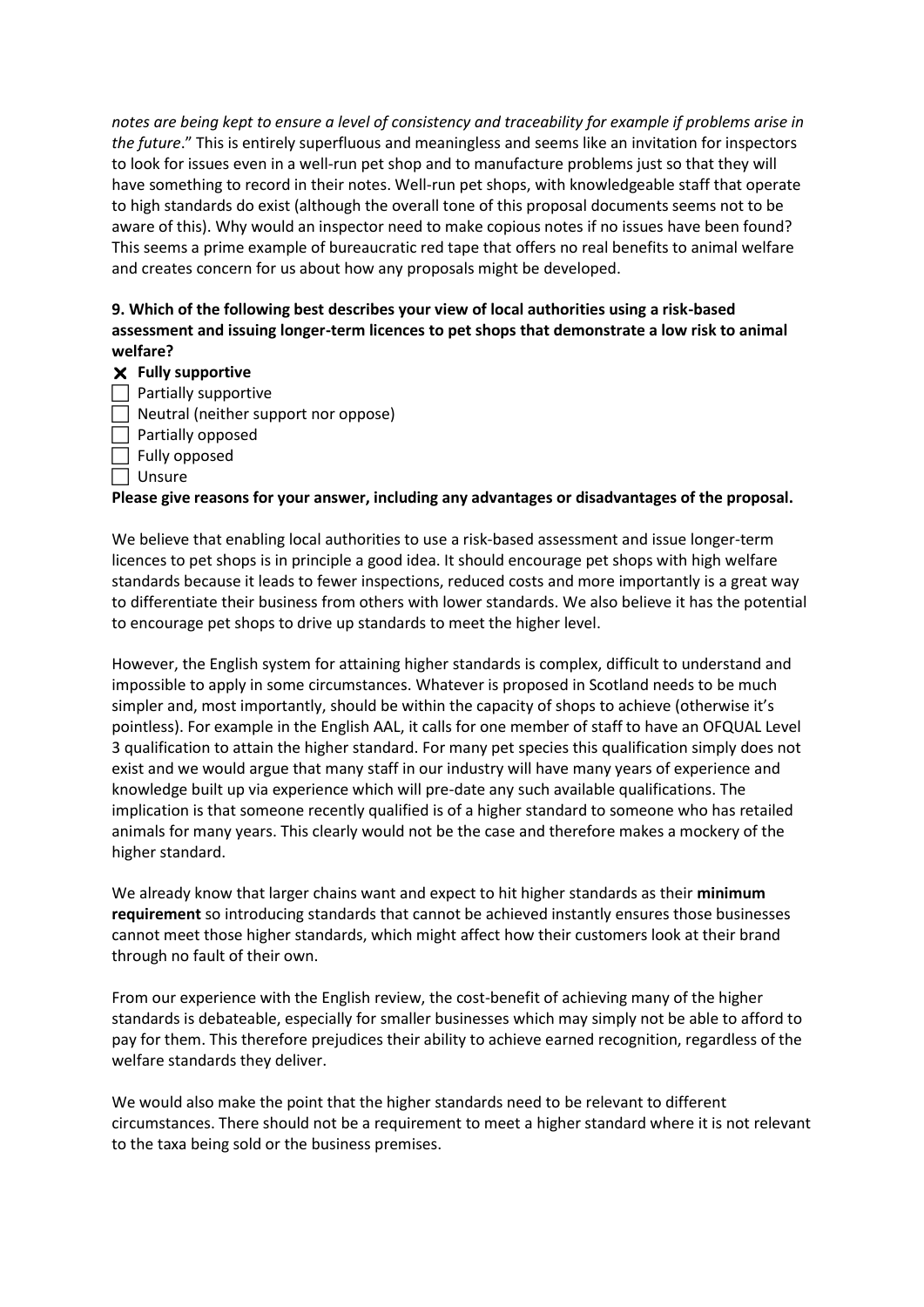*notes are being kept to ensure a level of consistency and traceability for example if problems arise in the future*." This is entirely superfluous and meaningless and seems like an invitation for inspectors to look for issues even in a well-run pet shop and to manufacture problems just so that they will have something to record in their notes. Well-run pet shops, with knowledgeable staff that operate to high standards do exist (although the overall tone of this proposal documents seems not to be aware of this). Why would an inspector need to make copious notes if no issues have been found? This seems a prime example of bureaucratic red tape that offers no real benefits to animal welfare and creates concern for us about how any proposals might be developed.

**9. Which of the following best describes your view of local authorities using a risk-based assessment and issuing longer-term licences to pet shops that demonstrate a low risk to animal welfare?**

- ☒ **Fully supportive**
- ☐ Partially supportive
- ☐ Neutral (neither support nor oppose)
- ☐ Partially opposed
- ☐ Fully opposed
- ☐ Unsure

**Please give reasons for your answer, including any advantages or disadvantages of the proposal.**

We believe that enabling local authorities to use a risk-based assessment and issue longer-term licences to pet shops is in principle a good idea. It should encourage pet shops with high welfare standards because it leads to fewer inspections, reduced costs and more importantly is a great way to differentiate their business from others with lower standards. We also believe it has the potential to encourage pet shops to drive up standards to meet the higher level.

However, the English system for attaining higher standards is complex, difficult to understand and impossible to apply in some circumstances. Whatever is proposed in Scotland needs to be much simpler and, most importantly, should be within the capacity of shops to achieve (otherwise it's pointless). For example in the English AAL, it calls for one member of staff to have an OFQUAL Level 3 qualification to attain the higher standard. For many pet species this qualification simply does not exist and we would argue that many staff in our industry will have many years of experience and knowledge built up via experience which will pre-date any such available qualifications. The implication is that someone recently qualified is of a higher standard to someone who has retailed animals for many years. This clearly would not be the case and therefore makes a mockery of the higher standard.

We already know that larger chains want and expect to hit higher standards as their **minimum requirement** so introducing standards that cannot be achieved instantly ensures those businesses cannot meet those higher standards, which might affect how their customers look at their brand through no fault of their own.

From our experience with the English review, the cost-benefit of achieving many of the higher standards is debateable, especially for smaller businesses which may simply not be able to afford to pay for them. This therefore prejudices their ability to achieve earned recognition, regardless of the welfare standards they deliver.

We would also make the point that the higher standards need to be relevant to different circumstances. There should not be a requirement to meet a higher standard where it is not relevant to the taxa being sold or the business premises.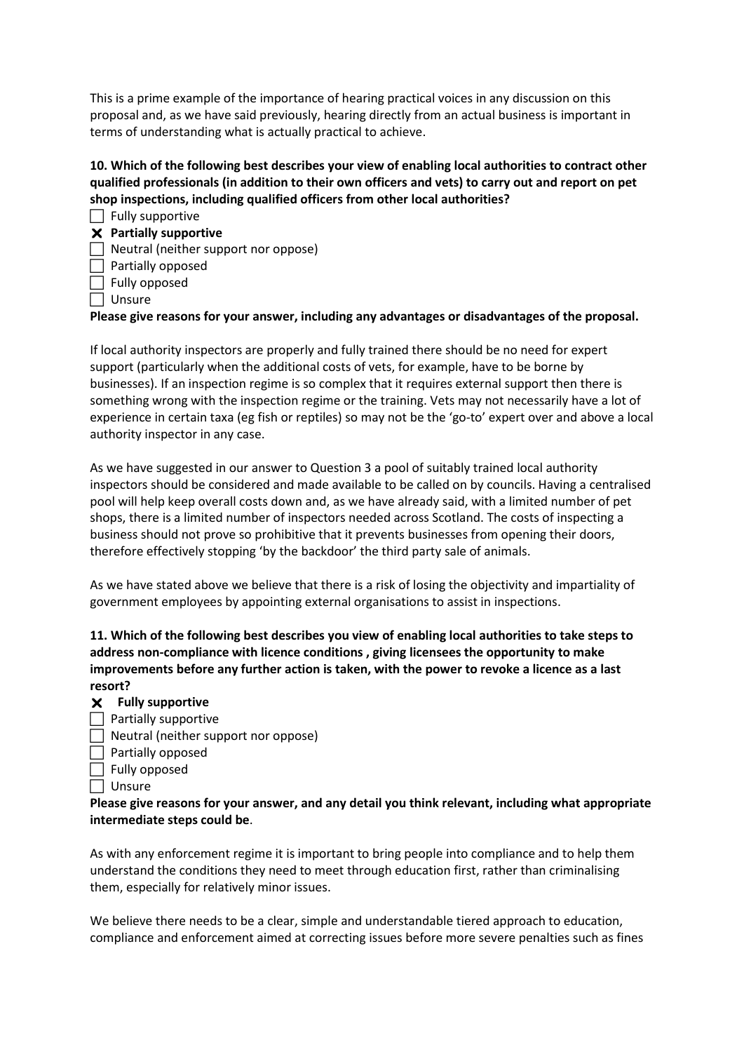This is a prime example of the importance of hearing practical voices in any discussion on this proposal and, as we have said previously, hearing directly from an actual business is important in terms of understanding what is actually practical to achieve.

**10. Which of the following best describes your view of enabling local authorities to contract other qualified professionals (in addition to their own officers and vets) to carry out and report on pet shop inspections, including qualified officers from other local authorities?**

- [ ] Fully supportive
- [x] **Partially supportive**
- [ ] Neutral (neither support nor oppose)
- [ ] Partially opposed
- [ ] Fully opposed
- [ ] Unsure

**Please give reasons for your answer, including any advantages or disadvantages of the proposal.**

If local authority inspectors are properly and fully trained there should be no need for expert support (particularly when the additional costs of vets, for example, have to be borne by businesses). If an inspection regime is so complex that it requires external support then there is something wrong with the inspection regime or the training. Vets may not necessarily have a lot of experience in certain taxa (eg fish or reptiles) so may not be the 'go-to' expert over and above a local authority inspector in any case.

As we have suggested in our answer to Question 3 a pool of suitably trained local authority inspectors should be considered and made available to be called on by councils. Having a centralised pool will help keep overall costs down and, as we have already said, with a limited number of pet shops, there is a limited number of inspectors needed across Scotland. The costs of inspecting a business should not prove so prohibitive that it prevents businesses from opening their doors, therefore effectively stopping 'by the backdoor' the third party sale of animals.

As we have stated above we believe that there is a risk of losing the objectivity and impartiality of government employees by appointing external organisations to assist in inspections.

**11. Which of the following best describes you view of enabling local authorities to take steps to address non-compliance with licence conditions , giving licensees the opportunity to make improvements before any further action is taken, with the power to revoke a licence as a last resort?**

- [x] **Fully supportive**
- [ ] Partially supportive
- [ ] Neutral (neither support nor oppose)
- [ ] Partially opposed
- [ ] Fully opposed
- [ ] Unsure

**Please give reasons for your answer, and any detail you think relevant, including what appropriate intermediate steps could be**.

As with any enforcement regime it is important to bring people into compliance and to help them understand the conditions they need to meet through education first, rather than criminalising them, especially for relatively minor issues.

We believe there needs to be a clear, simple and understandable tiered approach to education, compliance and enforcement aimed at correcting issues before more severe penalties such as fines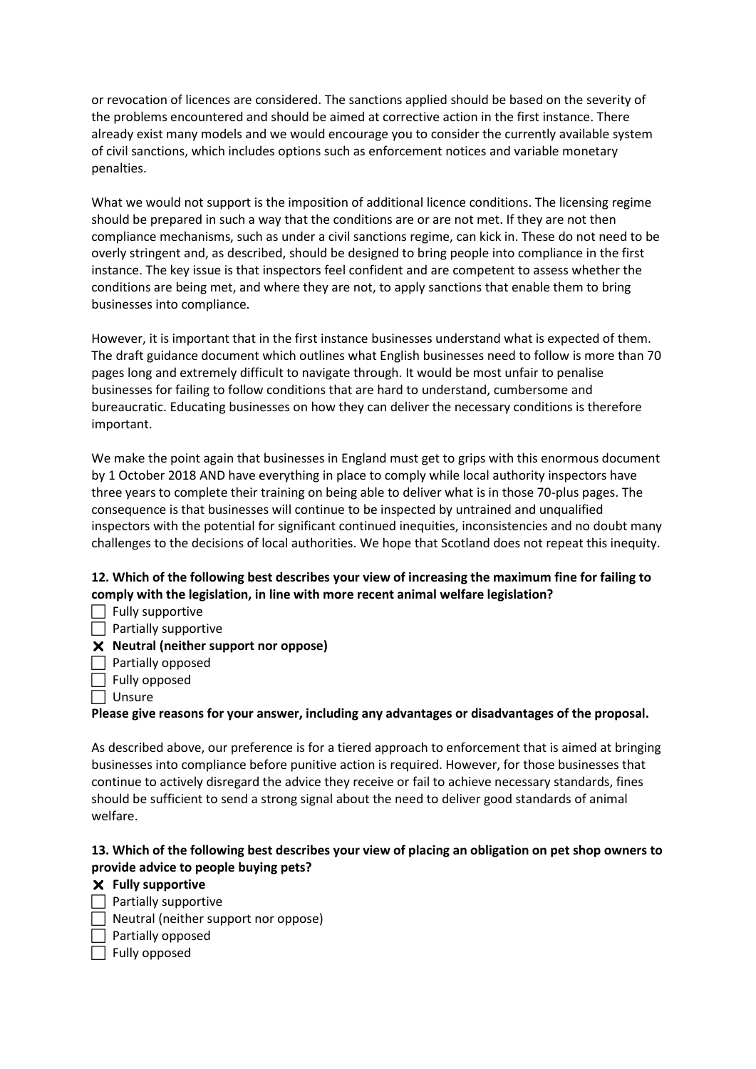or revocation of licences are considered. The sanctions applied should be based on the severity of the problems encountered and should be aimed at corrective action in the first instance. There already exist many models and we would encourage you to consider the currently available system of civil sanctions, which includes options such as enforcement notices and variable monetary penalties.

What we would not support is the imposition of additional licence conditions. The licensing regime should be prepared in such a way that the conditions are or are not met. If they are not then compliance mechanisms, such as under a civil sanctions regime, can kick in. These do not need to be overly stringent and, as described, should be designed to bring people into compliance in the first instance. The key issue is that inspectors feel confident and are competent to assess whether the conditions are being met, and where they are not, to apply sanctions that enable them to bring businesses into compliance.

However, it is important that in the first instance businesses understand what is expected of them. The draft guidance document which outlines what English businesses need to follow is more than 70 pages long and extremely difficult to navigate through. It would be most unfair to penalise businesses for failing to follow conditions that are hard to understand, cumbersome and bureaucratic. Educating businesses on how they can deliver the necessary conditions is therefore important.

We make the point again that businesses in England must get to grips with this enormous document by 1 October 2018 AND have everything in place to comply while local authority inspectors have three years to complete their training on being able to deliver what is in those 70-plus pages. The consequence is that businesses will continue to be inspected by untrained and unqualified inspectors with the potential for significant continued inequities, inconsistencies and no doubt many challenges to the decisions of local authorities. We hope that Scotland does not repeat this inequity.

**12. Which of the following best describes your view of increasing the maximum fine for failing to comply with the legislation, in line with more recent animal welfare legislation?**

- ☐ Fully supportive
- ☐ Partially supportive
- ☒ **Neutral (neither support nor oppose)**
- ☐ Partially opposed
- ☐ Fully opposed
- ☐ Unsure

**Please give reasons for your answer, including any advantages or disadvantages of the proposal.**

As described above, our preference is for a tiered approach to enforcement that is aimed at bringing businesses into compliance before punitive action is required. However, for those businesses that continue to actively disregard the advice they receive or fail to achieve necessary standards, fines should be sufficient to send a strong signal about the need to deliver good standards of animal welfare.

**13. Which of the following best describes your view of placing an obligation on pet shop owners to provide advice to people buying pets?**

- ☒ **Fully supportive**
- ☐ Partially supportive
- ☐ Neutral (neither support nor oppose)
- ☐ Partially opposed
- ☐ Fully opposed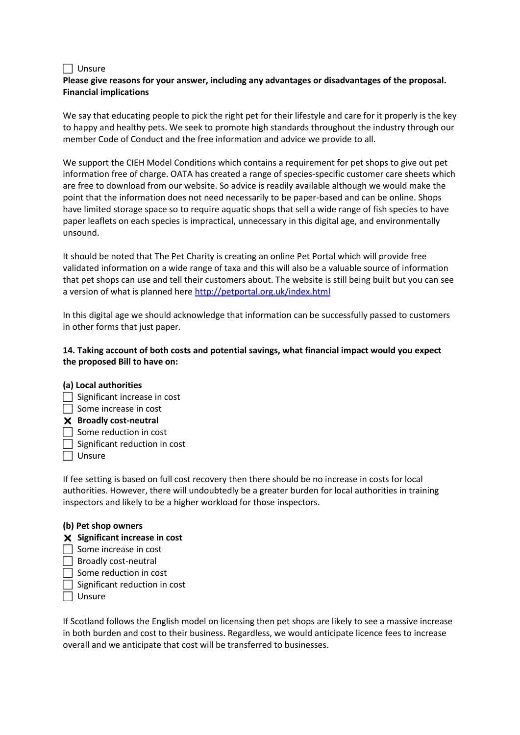- [ ] Unsure

**Please give reasons for your answer, including any advantages or disadvantages of the proposal.**
**Financial implications**

We say that educating people to pick the right pet for their lifestyle and care for it properly is the key to happy and healthy pets. We seek to promote high standards throughout the industry through our member Code of Conduct and the free information and advice we provide to all.

We support the CIEH Model Conditions which contains a requirement for pet shops to give out pet information free of charge. OATA has created a range of species-specific customer care sheets which are free to download from our website. So advice is readily available although we would make the point that the information does not need necessarily to be paper-based and can be online. Shops have limited storage space so to require aquatic shops that sell a wide range of fish species to have paper leaflets on each species is impractical, unnecessary in this digital age, and environmentally unsound.

It should be noted that The Pet Charity is creating an online Pet Portal which will provide free validated information on a wide range of taxa and this will also be a valuable source of information that pet shops can use and tell their customers about. The website is still being built but you can see a version of what is planned here [http://petportal.org.uk/index.html](http://petportal.org.uk/index.html)

In this digital age we should acknowledge that information can be successfully passed to customers in other forms that just paper.

**14. Taking account of both costs and potential savings, what financial impact would you expect the proposed Bill to have on:**

**(a) Local authorities**

- [ ] Significant increase in cost
- [ ] Some increase in cost
- [x] **Broadly cost-neutral**
- [ ] Some reduction in cost
- [ ] Significant reduction in cost
- [ ] Unsure

If fee setting is based on full cost recovery then there should be no increase in costs for local authorities. However, there will undoubtedly be a greater burden for local authorities in training inspectors and likely to be a higher workload for those inspectors.

**(b) Pet shop owners**

- [x] **Significant increase in cost**
- [ ] Some increase in cost
- [ ] Broadly cost-neutral
- [ ] Some reduction in cost
- [ ] Significant reduction in cost
- [ ] Unsure

If Scotland follows the English model on licensing then pet shops are likely to see a massive increase in both burden and cost to their business. Regardless, we would anticipate licence fees to increase overall and we anticipate that cost will be transferred to businesses.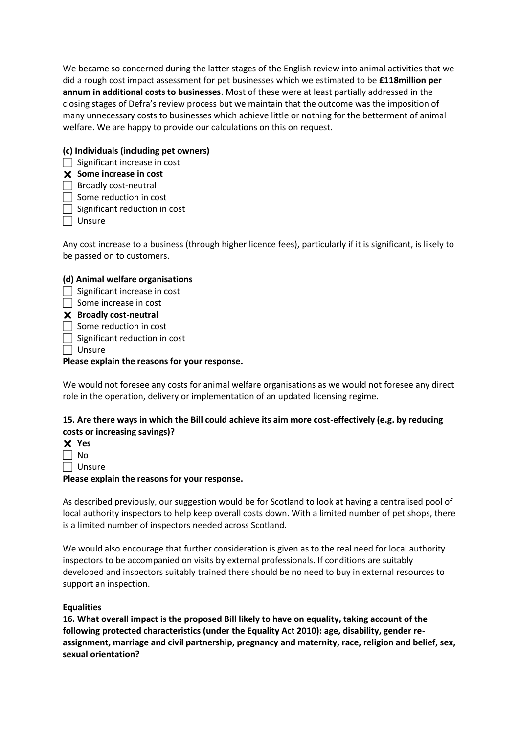We became so concerned during the latter stages of the English review into animal activities that we did a rough cost impact assessment for pet businesses which we estimated to be **£118million per annum in additional costs to businesses**. Most of these were at least partially addressed in the closing stages of Defra's review process but we maintain that the outcome was the imposition of many unnecessary costs to businesses which achieve little or nothing for the betterment of animal welfare. We are happy to provide our calculations on this on request.

**(c) Individuals (including pet owners)**

- ☐ Significant increase in cost
- ☒ **Some increase in cost**
- ☐ Broadly cost-neutral
- ☐ Some reduction in cost
- ☐ Significant reduction in cost
- ☐ Unsure

Any cost increase to a business (through higher licence fees), particularly if it is significant, is likely to be passed on to customers.

**(d) Animal welfare organisations**

- ☐ Significant increase in cost
- ☐ Some increase in cost
- ☒ **Broadly cost-neutral**
- ☐ Some reduction in cost
- ☐ Significant reduction in cost
- ☐ Unsure

**Please explain the reasons for your response.**

We would not foresee any costs for animal welfare organisations as we would not foresee any direct role in the operation, delivery or implementation of an updated licensing regime.

**15. Are there ways in which the Bill could achieve its aim more cost-effectively (e.g. by reducing costs or increasing savings)?**

- ☒ **Yes**
- ☐ No
- ☐ Unsure

**Please explain the reasons for your response.**

As described previously, our suggestion would be for Scotland to look at having a centralised pool of local authority inspectors to help keep overall costs down. With a limited number of pet shops, there is a limited number of inspectors needed across Scotland.

We would also encourage that further consideration is given as to the real need for local authority inspectors to be accompanied on visits by external professionals. If conditions are suitably developed and inspectors suitably trained there should be no need to buy in external resources to support an inspection.

**Equalities**

**16. What overall impact is the proposed Bill likely to have on equality, taking account of the following protected characteristics (under the Equality Act 2010): age, disability, gender re-assignment, marriage and civil partnership, pregnancy and maternity, race, religion and belief, sex, sexual orientation?**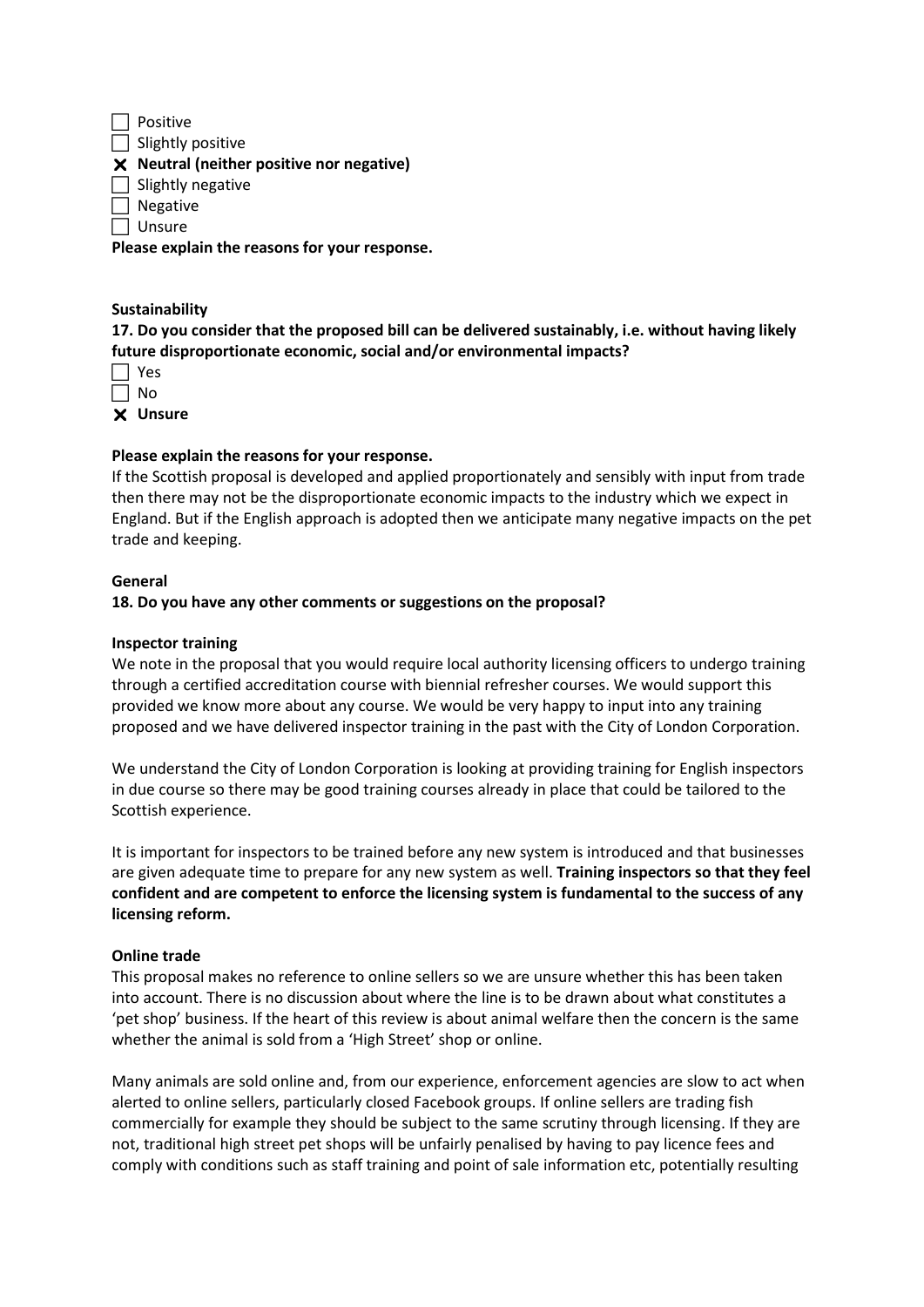- [ ] Positive
- [ ] Slightly positive
- [x] **Neutral (neither positive nor negative)**
- [ ] Slightly negative
- [ ] Negative
- [ ] Unsure

**Please explain the reasons for your response.**

**Sustainability**

**17. Do you consider that the proposed bill can be delivered sustainably, i.e. without having likely future disproportionate economic, social and/or environmental impacts?**

- [ ] Yes
- [ ] No
- [x] **Unsure**

**Please explain the reasons for your response.**

If the Scottish proposal is developed and applied proportionately and sensibly with input from trade then there may not be the disproportionate economic impacts to the industry which we expect in England. But if the English approach is adopted then we anticipate many negative impacts on the pet trade and keeping.

**General**

**18. Do you have any other comments or suggestions on the proposal?**

**Inspector training**

We note in the proposal that you would require local authority licensing officers to undergo training through a certified accreditation course with biennial refresher courses. We would support this provided we know more about any course. We would be very happy to input into any training proposed and we have delivered inspector training in the past with the City of London Corporation.

We understand the City of London Corporation is looking at providing training for English inspectors in due course so there may be good training courses already in place that could be tailored to the Scottish experience.

It is important for inspectors to be trained before any new system is introduced and that businesses are given adequate time to prepare for any new system as well. **Training inspectors so that they feel confident and are competent to enforce the licensing system is fundamental to the success of any licensing reform.**

**Online trade**

This proposal makes no reference to online sellers so we are unsure whether this has been taken into account. There is no discussion about where the line is to be drawn about what constitutes a 'pet shop' business. If the heart of this review is about animal welfare then the concern is the same whether the animal is sold from a 'High Street' shop or online.

Many animals are sold online and, from our experience, enforcement agencies are slow to act when alerted to online sellers, particularly closed Facebook groups. If online sellers are trading fish commercially for example they should be subject to the same scrutiny through licensing. If they are not, traditional high street pet shops will be unfairly penalised by having to pay licence fees and comply with conditions such as staff training and point of sale information etc, potentially resulting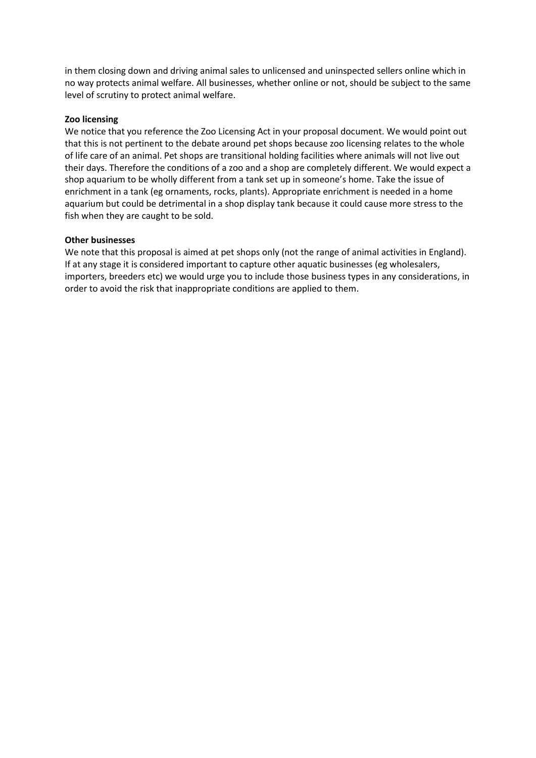in them closing down and driving animal sales to unlicensed and uninspected sellers online which in no way protects animal welfare. All businesses, whether online or not, should be subject to the same level of scrutiny to protect animal welfare.

**Zoo licensing**

We notice that you reference the Zoo Licensing Act in your proposal document. We would point out that this is not pertinent to the debate around pet shops because zoo licensing relates to the whole of life care of an animal. Pet shops are transitional holding facilities where animals will not live out their days. Therefore the conditions of a zoo and a shop are completely different. We would expect a shop aquarium to be wholly different from a tank set up in someone's home. Take the issue of enrichment in a tank (eg ornaments, rocks, plants). Appropriate enrichment is needed in a home aquarium but could be detrimental in a shop display tank because it could cause more stress to the fish when they are caught to be sold.

**Other businesses**

We note that this proposal is aimed at pet shops only (not the range of animal activities in England). If at any stage it is considered important to capture other aquatic businesses (eg wholesalers, importers, breeders etc) we would urge you to include those business types in any considerations, in order to avoid the risk that inappropriate conditions are applied to them.